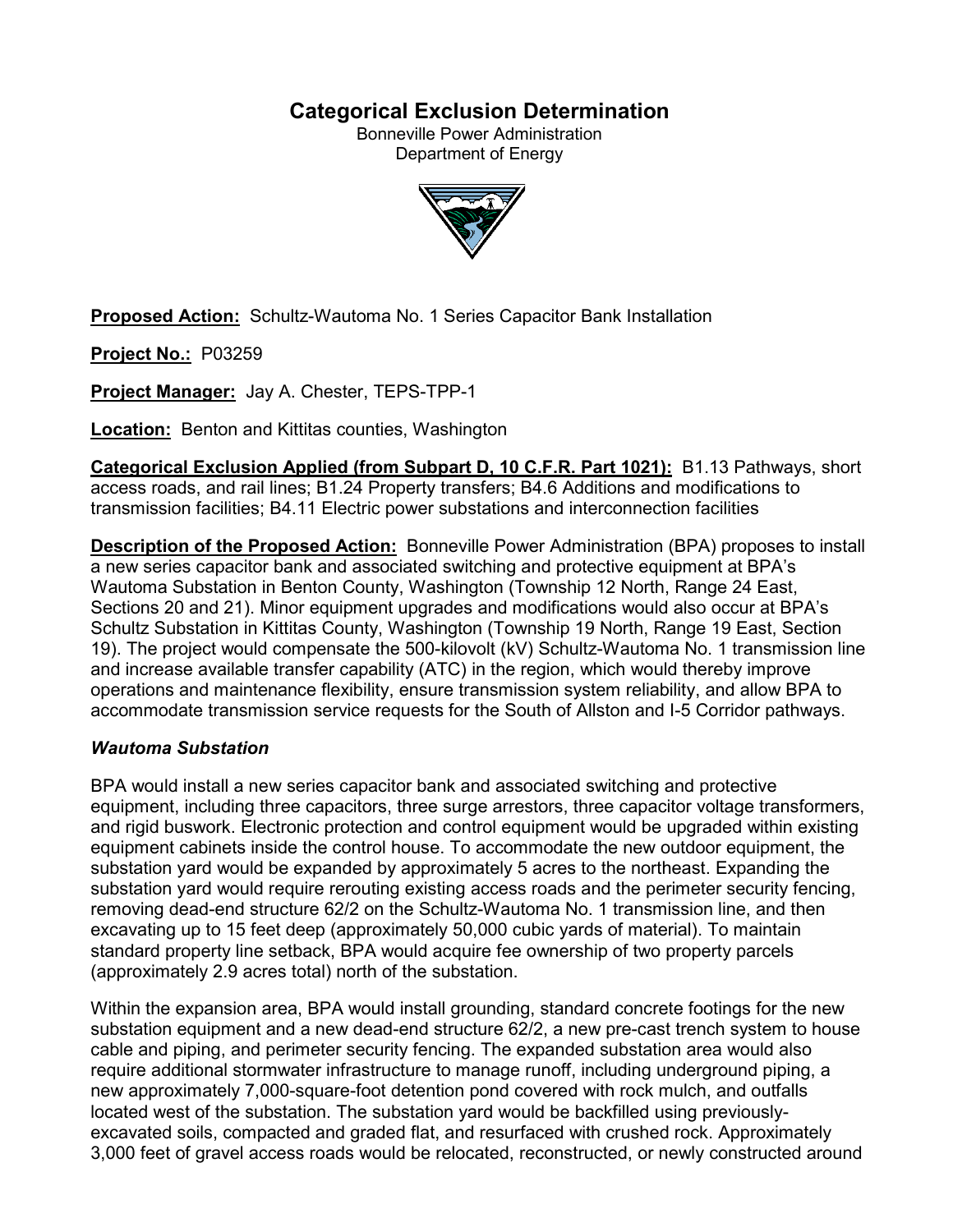# Categorical Exclusion Determination

Bonneville Power Administration
Department of Energy

**Proposed Action:** Schultz-Wautoma No. 1 Series Capacitor Bank Installation

**Project No.:** P03259

**Project Manager:** Jay A. Chester, TEPS-TPP-1

**Location:** Benton and Kittitas counties, Washington

**Categorical Exclusion Applied (from Subpart D, 10 C.F.R. Part 1021):** B1.13 Pathways, short access roads, and rail lines; B1.24 Property transfers; B4.6 Additions and modifications to transmission facilities; B4.11 Electric power substations and interconnection facilities

**Description of the Proposed Action:** Bonneville Power Administration (BPA) proposes to install a new series capacitor bank and associated switching and protective equipment at BPA's Wautoma Substation in Benton County, Washington (Township 12 North, Range 24 East, Sections 20 and 21). Minor equipment upgrades and modifications would also occur at BPA's Schultz Substation in Kittitas County, Washington (Township 19 North, Range 19 East, Section 19). The project would compensate the 500-kilovolt (kV) Schultz-Wautoma No. 1 transmission line and increase available transfer capability (ATC) in the region, which would thereby improve operations and maintenance flexibility, ensure transmission system reliability, and allow BPA to accommodate transmission service requests for the South of Allston and I-5 Corridor pathways.

### *Wautoma Substation*

BPA would install a new series capacitor bank and associated switching and protective equipment, including three capacitors, three surge arrestors, three capacitor voltage transformers, and rigid buswork. Electronic protection and control equipment would be upgraded within existing equipment cabinets inside the control house. To accommodate the new outdoor equipment, the substation yard would be expanded by approximately 5 acres to the northeast. Expanding the substation yard would require rerouting existing access roads and the perimeter security fencing, removing dead-end structure 62/2 on the Schultz-Wautoma No. 1 transmission line, and then excavating up to 15 feet deep (approximately 50,000 cubic yards of material). To maintain standard property line setback, BPA would acquire fee ownership of two property parcels (approximately 2.9 acres total) north of the substation.

Within the expansion area, BPA would install grounding, standard concrete footings for the new substation equipment and a new dead-end structure 62/2, a new pre-cast trench system to house cable and piping, and perimeter security fencing. The expanded substation area would also require additional stormwater infrastructure to manage runoff, including underground piping, a new approximately 7,000-square-foot detention pond covered with rock mulch, and outfalls located west of the substation. The substation yard would be backfilled using previously-excavated soils, compacted and graded flat, and resurfaced with crushed rock. Approximately 3,000 feet of gravel access roads would be relocated, reconstructed, or newly constructed around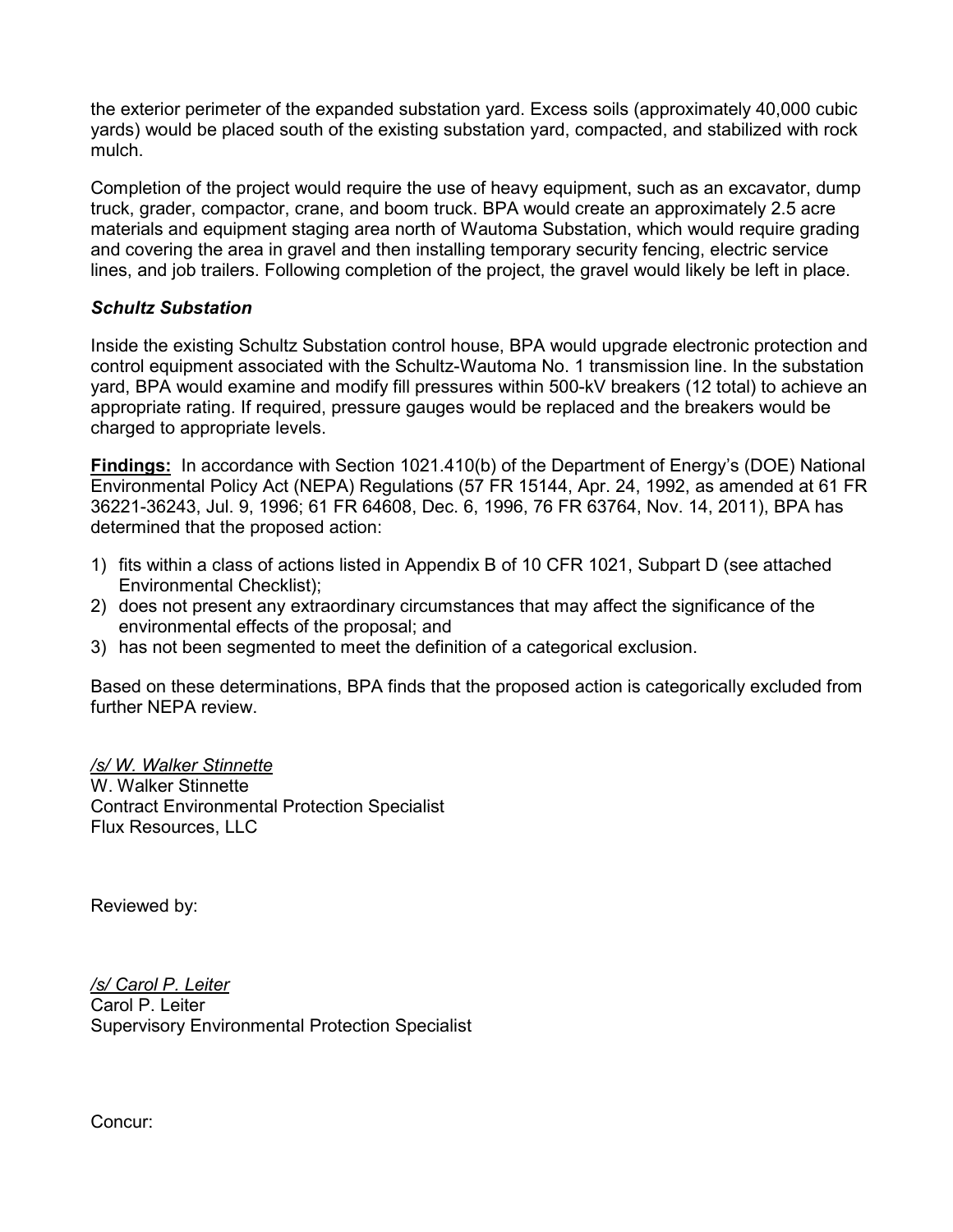the exterior perimeter of the expanded substation yard. Excess soils (approximately 40,000 cubic yards) would be placed south of the existing substation yard, compacted, and stabilized with rock mulch.

Completion of the project would require the use of heavy equipment, such as an excavator, dump truck, grader, compactor, crane, and boom truck. BPA would create an approximately 2.5 acre materials and equipment staging area north of Wautoma Substation, which would require grading and covering the area in gravel and then installing temporary security fencing, electric service lines, and job trailers. Following completion of the project, the gravel would likely be left in place.

***Schultz Substation***

Inside the existing Schultz Substation control house, BPA would upgrade electronic protection and control equipment associated with the Schultz-Wautoma No. 1 transmission line. In the substation yard, BPA would examine and modify fill pressures within 500-kV breakers (12 total) to achieve an appropriate rating. If required, pressure gauges would be replaced and the breakers would be charged to appropriate levels.

**Findings:** In accordance with Section 1021.410(b) of the Department of Energy's (DOE) National Environmental Policy Act (NEPA) Regulations (57 FR 15144, Apr. 24, 1992, as amended at 61 FR 36221-36243, Jul. 9, 1996; 61 FR 64608, Dec. 6, 1996, 76 FR 63764, Nov. 14, 2011), BPA has determined that the proposed action:

1) fits within a class of actions listed in Appendix B of 10 CFR 1021, Subpart D (see attached Environmental Checklist);
2) does not present any extraordinary circumstances that may affect the significance of the environmental effects of the proposal; and
3) has not been segmented to meet the definition of a categorical exclusion.

Based on these determinations, BPA finds that the proposed action is categorically excluded from further NEPA review.

*/s/ W. Walker Stinnette*
W. Walker Stinnette
Contract Environmental Protection Specialist
Flux Resources, LLC

Reviewed by:

*/s/ Carol P. Leiter*
Carol P. Leiter
Supervisory Environmental Protection Specialist

Concur: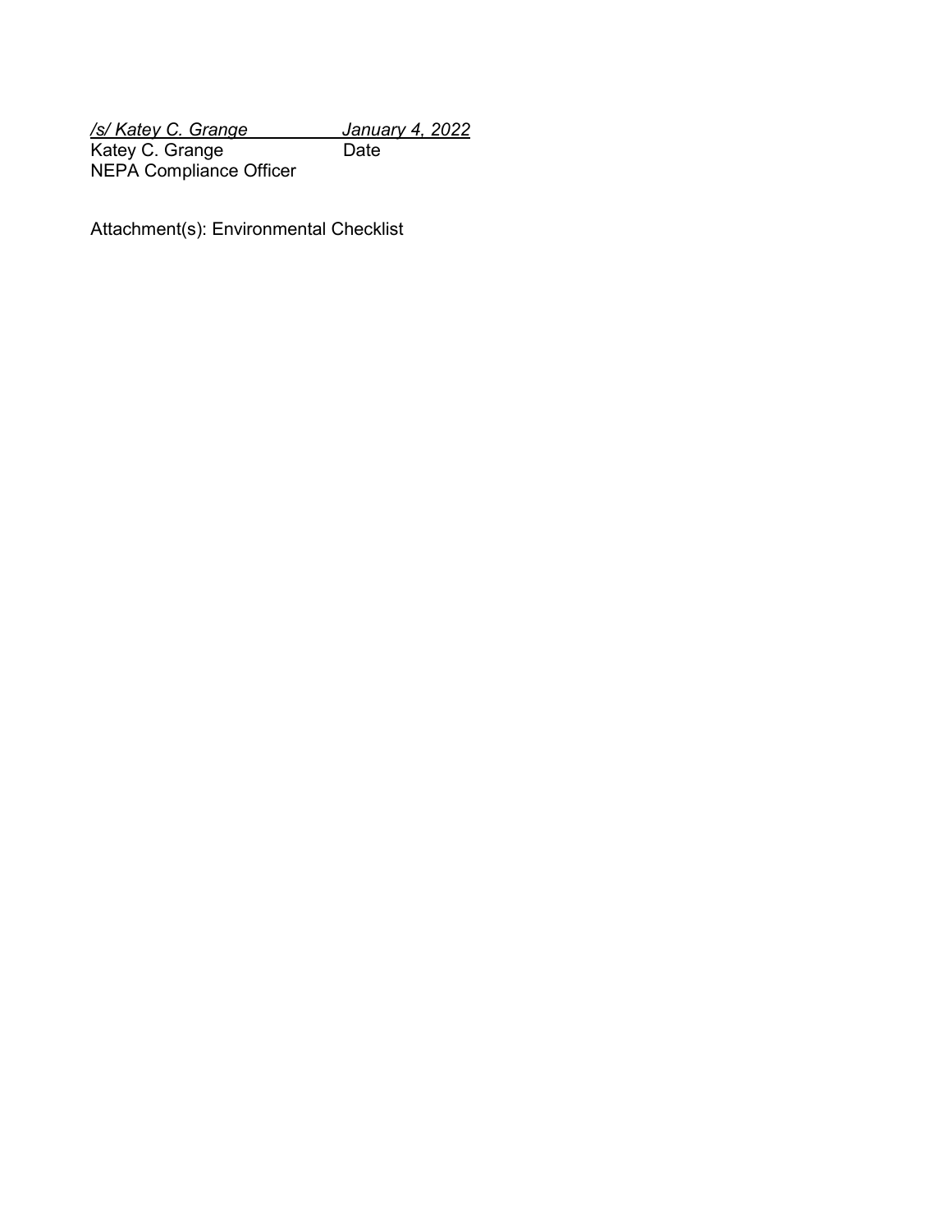*/s/ Katey C. Grange* *January 4, 2022*
Katey C. Grange Date
NEPA Compliance Officer

Attachment(s): Environmental Checklist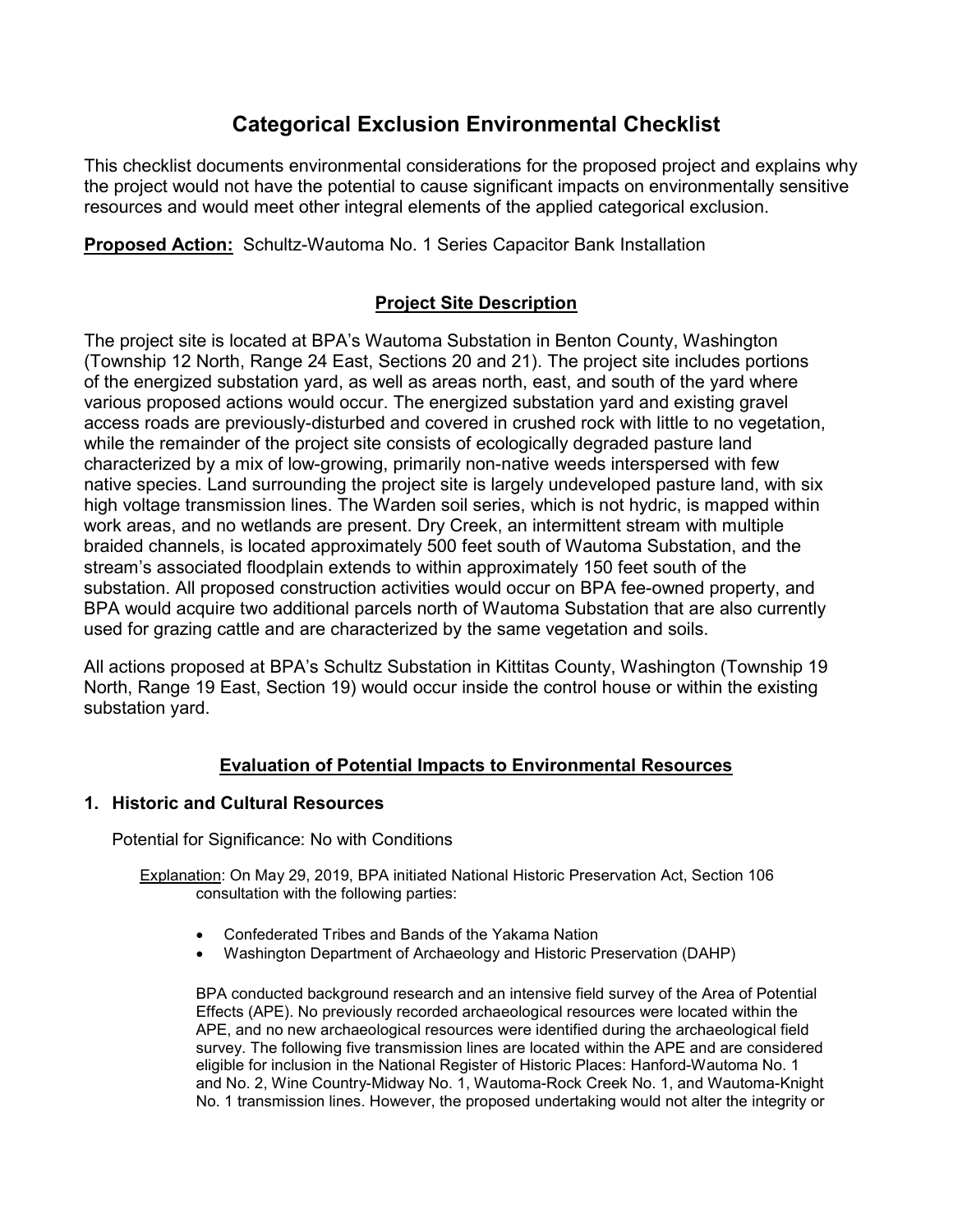# Categorical Exclusion Environmental Checklist

This checklist documents environmental considerations for the proposed project and explains why the project would not have the potential to cause significant impacts on environmentally sensitive resources and would meet other integral elements of the applied categorical exclusion.

**Proposed Action:** Schultz-Wautoma No. 1 Series Capacitor Bank Installation

## Project Site Description

The project site is located at BPA's Wautoma Substation in Benton County, Washington (Township 12 North, Range 24 East, Sections 20 and 21). The project site includes portions of the energized substation yard, as well as areas north, east, and south of the yard where various proposed actions would occur. The energized substation yard and existing gravel access roads are previously-disturbed and covered in crushed rock with little to no vegetation, while the remainder of the project site consists of ecologically degraded pasture land characterized by a mix of low-growing, primarily non-native weeds interspersed with few native species. Land surrounding the project site is largely undeveloped pasture land, with six high voltage transmission lines. The Warden soil series, which is not hydric, is mapped within work areas, and no wetlands are present. Dry Creek, an intermittent stream with multiple braided channels, is located approximately 500 feet south of Wautoma Substation, and the stream's associated floodplain extends to within approximately 150 feet south of the substation. All proposed construction activities would occur on BPA fee-owned property, and BPA would acquire two additional parcels north of Wautoma Substation that are also currently used for grazing cattle and are characterized by the same vegetation and soils.

All actions proposed at BPA's Schultz Substation in Kittitas County, Washington (Township 19 North, Range 19 East, Section 19) would occur inside the control house or within the existing substation yard.

## Evaluation of Potential Impacts to Environmental Resources

### 1. Historic and Cultural Resources

Potential for Significance: No with Conditions

Explanation: On May 29, 2019, BPA initiated National Historic Preservation Act, Section 106 consultation with the following parties:

- Confederated Tribes and Bands of the Yakama Nation
- Washington Department of Archaeology and Historic Preservation (DAHP)

BPA conducted background research and an intensive field survey of the Area of Potential Effects (APE). No previously recorded archaeological resources were located within the APE, and no new archaeological resources were identified during the archaeological field survey. The following five transmission lines are located within the APE and are considered eligible for inclusion in the National Register of Historic Places: Hanford-Wautoma No. 1 and No. 2, Wine Country-Midway No. 1, Wautoma-Rock Creek No. 1, and Wautoma-Knight No. 1 transmission lines. However, the proposed undertaking would not alter the integrity or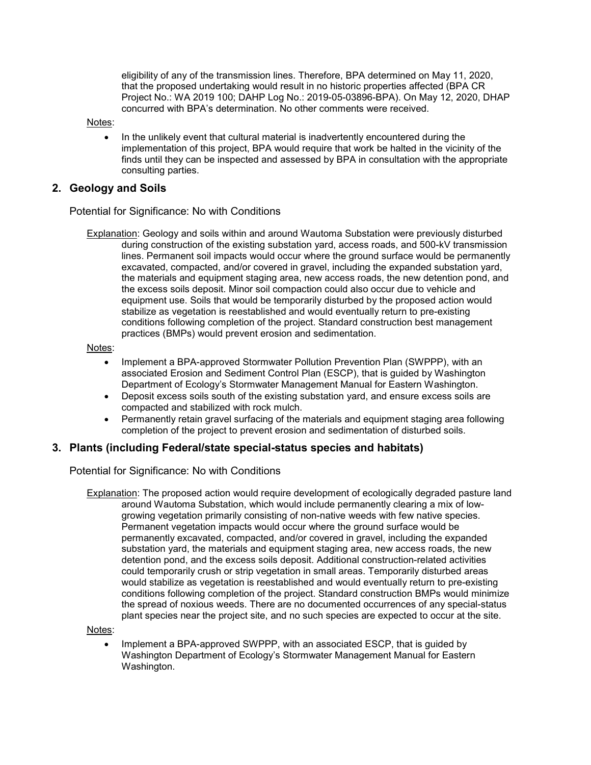eligibility of any of the transmission lines. Therefore, BPA determined on May 11, 2020, that the proposed undertaking would result in no historic properties affected (BPA CR Project No.: WA 2019 100; DAHP Log No.: 2019-05-03896-BPA). On May 12, 2020, DHAP concurred with BPA's determination. No other comments were received.

Notes:

- In the unlikely event that cultural material is inadvertently encountered during the implementation of this project, BPA would require that work be halted in the vicinity of the finds until they can be inspected and assessed by BPA in consultation with the appropriate consulting parties.

## 2. Geology and Soils

Potential for Significance: No with Conditions

Explanation: Geology and soils within and around Wautoma Substation were previously disturbed during construction of the existing substation yard, access roads, and 500-kV transmission lines. Permanent soil impacts would occur where the ground surface would be permanently excavated, compacted, and/or covered in gravel, including the expanded substation yard, the materials and equipment staging area, new access roads, the new detention pond, and the excess soils deposit. Minor soil compaction could also occur due to vehicle and equipment use. Soils that would be temporarily disturbed by the proposed action would stabilize as vegetation is reestablished and would eventually return to pre-existing conditions following completion of the project. Standard construction best management practices (BMPs) would prevent erosion and sedimentation.

Notes:

- Implement a BPA-approved Stormwater Pollution Prevention Plan (SWPPP), with an associated Erosion and Sediment Control Plan (ESCP), that is guided by Washington Department of Ecology's Stormwater Management Manual for Eastern Washington.
- Deposit excess soils south of the existing substation yard, and ensure excess soils are compacted and stabilized with rock mulch.
- Permanently retain gravel surfacing of the materials and equipment staging area following completion of the project to prevent erosion and sedimentation of disturbed soils.

## 3. Plants (including Federal/state special-status species and habitats)

Potential for Significance: No with Conditions

Explanation: The proposed action would require development of ecologically degraded pasture land around Wautoma Substation, which would include permanently clearing a mix of low-growing vegetation primarily consisting of non-native weeds with few native species. Permanent vegetation impacts would occur where the ground surface would be permanently excavated, compacted, and/or covered in gravel, including the expanded substation yard, the materials and equipment staging area, new access roads, the new detention pond, and the excess soils deposit. Additional construction-related activities could temporarily crush or strip vegetation in small areas. Temporarily disturbed areas would stabilize as vegetation is reestablished and would eventually return to pre-existing conditions following completion of the project. Standard construction BMPs would minimize the spread of noxious weeds. There are no documented occurrences of any special-status plant species near the project site, and no such species are expected to occur at the site.

Notes:

- Implement a BPA-approved SWPPP, with an associated ESCP, that is guided by Washington Department of Ecology's Stormwater Management Manual for Eastern Washington.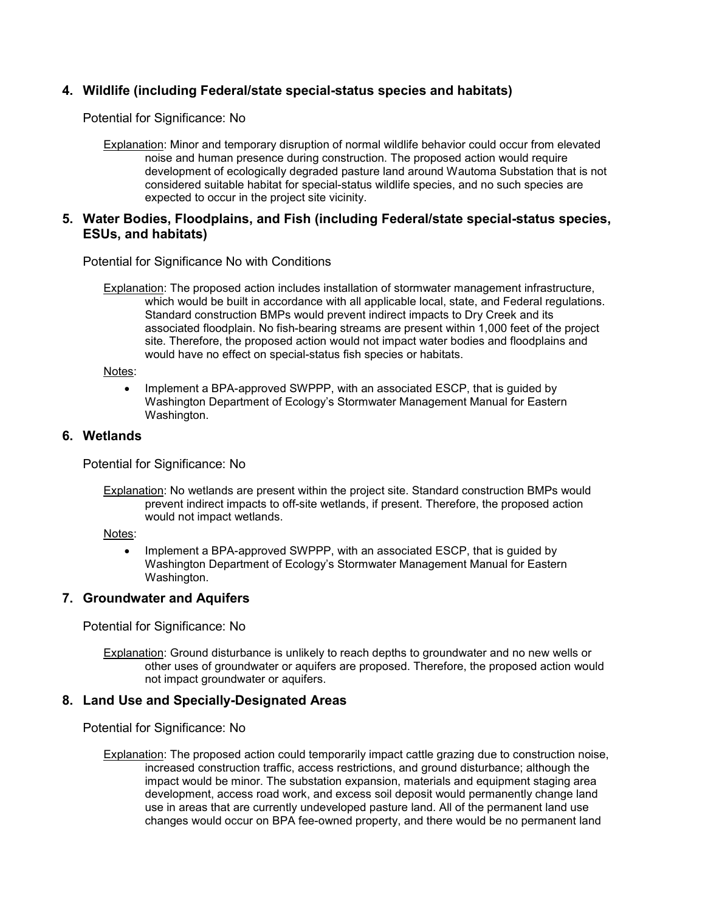## 4. Wildlife (including Federal/state special-status species and habitats)

Potential for Significance: No

Explanation: Minor and temporary disruption of normal wildlife behavior could occur from elevated noise and human presence during construction. The proposed action would require development of ecologically degraded pasture land around Wautoma Substation that is not considered suitable habitat for special-status wildlife species, and no such species are expected to occur in the project site vicinity.

## 5. Water Bodies, Floodplains, and Fish (including Federal/state special-status species, ESUs, and habitats)

Potential for Significance No with Conditions

Explanation: The proposed action includes installation of stormwater management infrastructure, which would be built in accordance with all applicable local, state, and Federal regulations. Standard construction BMPs would prevent indirect impacts to Dry Creek and its associated floodplain. No fish-bearing streams are present within 1,000 feet of the project site. Therefore, the proposed action would not impact water bodies and floodplains and would have no effect on special-status fish species or habitats.

Notes:

- Implement a BPA-approved SWPPP, with an associated ESCP, that is guided by Washington Department of Ecology's Stormwater Management Manual for Eastern Washington.

## 6. Wetlands

Potential for Significance: No

Explanation: No wetlands are present within the project site. Standard construction BMPs would prevent indirect impacts to off-site wetlands, if present. Therefore, the proposed action would not impact wetlands.

Notes:

- Implement a BPA-approved SWPPP, with an associated ESCP, that is guided by Washington Department of Ecology's Stormwater Management Manual for Eastern Washington.

## 7. Groundwater and Aquifers

Potential for Significance: No

Explanation: Ground disturbance is unlikely to reach depths to groundwater and no new wells or other uses of groundwater or aquifers are proposed. Therefore, the proposed action would not impact groundwater or aquifers.

## 8. Land Use and Specially-Designated Areas

Potential for Significance: No

Explanation: The proposed action could temporarily impact cattle grazing due to construction noise, increased construction traffic, access restrictions, and ground disturbance; although the impact would be minor. The substation expansion, materials and equipment staging area development, access road work, and excess soil deposit would permanently change land use in areas that are currently undeveloped pasture land. All of the permanent land use changes would occur on BPA fee-owned property, and there would be no permanent land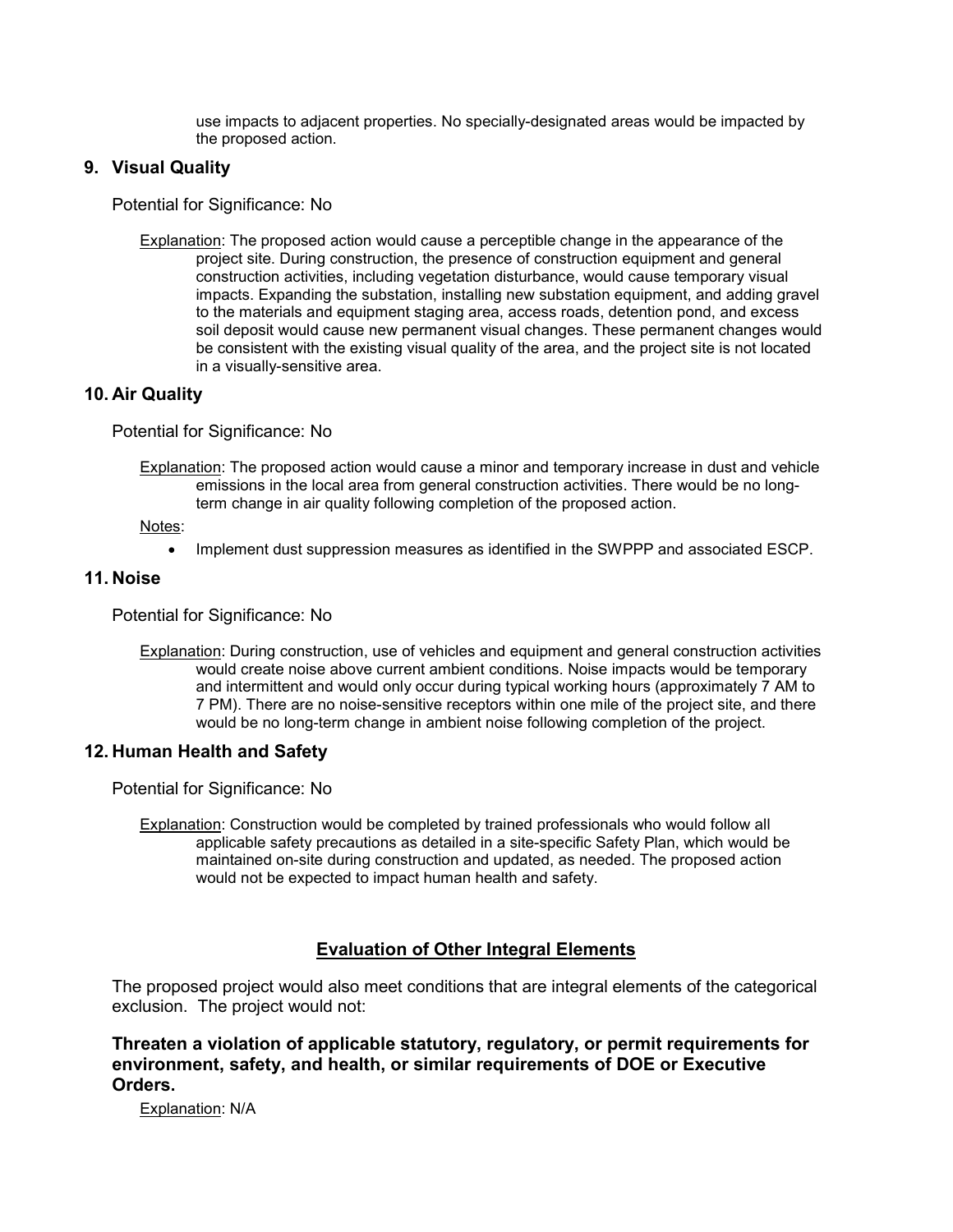use impacts to adjacent properties. No specially-designated areas would be impacted by the proposed action.

## 9. Visual Quality

Potential for Significance: No

Explanation: The proposed action would cause a perceptible change in the appearance of the project site. During construction, the presence of construction equipment and general construction activities, including vegetation disturbance, would cause temporary visual impacts. Expanding the substation, installing new substation equipment, and adding gravel to the materials and equipment staging area, access roads, detention pond, and excess soil deposit would cause new permanent visual changes. These permanent changes would be consistent with the existing visual quality of the area, and the project site is not located in a visually-sensitive area.

## 10. Air Quality

Potential for Significance: No

Explanation: The proposed action would cause a minor and temporary increase in dust and vehicle emissions in the local area from general construction activities. There would be no long-term change in air quality following completion of the proposed action.

Notes:

- Implement dust suppression measures as identified in the SWPPP and associated ESCP.

## 11. Noise

Potential for Significance: No

Explanation: During construction, use of vehicles and equipment and general construction activities would create noise above current ambient conditions. Noise impacts would be temporary and intermittent and would only occur during typical working hours (approximately 7 AM to 7 PM). There are no noise-sensitive receptors within one mile of the project site, and there would be no long-term change in ambient noise following completion of the project.

## 12. Human Health and Safety

Potential for Significance: No

Explanation: Construction would be completed by trained professionals who would follow all applicable safety precautions as detailed in a site-specific Safety Plan, which would be maintained on-site during construction and updated, as needed. The proposed action would not be expected to impact human health and safety.

## Evaluation of Other Integral Elements

The proposed project would also meet conditions that are integral elements of the categorical exclusion. The project would not:

**Threaten a violation of applicable statutory, regulatory, or permit requirements for environment, safety, and health, or similar requirements of DOE or Executive Orders.**

Explanation: N/A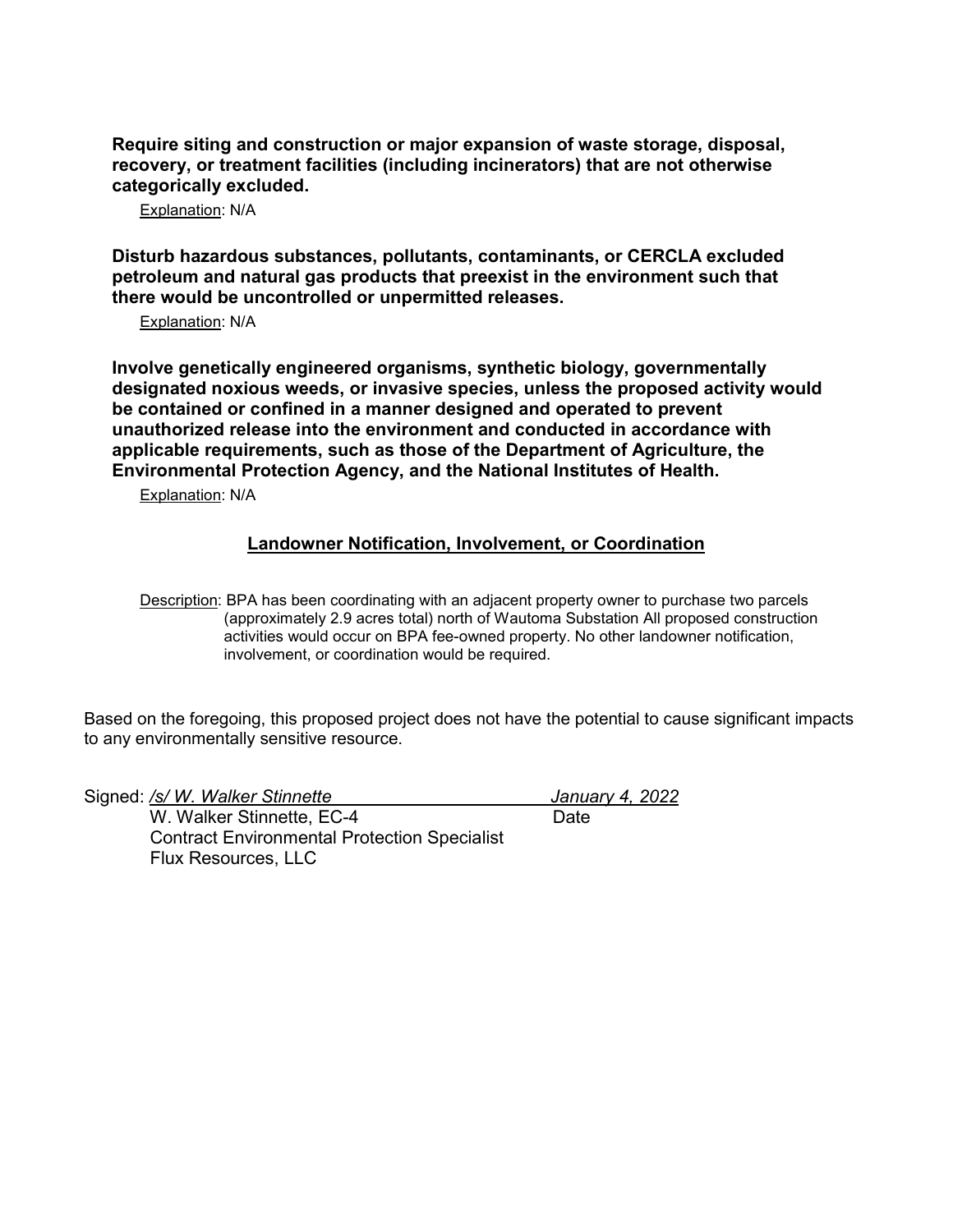**Require siting and construction or major expansion of waste storage, disposal, recovery, or treatment facilities (including incinerators) that are not otherwise categorically excluded.**

Explanation: N/A

**Disturb hazardous substances, pollutants, contaminants, or CERCLA excluded petroleum and natural gas products that preexist in the environment such that there would be uncontrolled or unpermitted releases.**

Explanation: N/A

**Involve genetically engineered organisms, synthetic biology, governmentally designated noxious weeds, or invasive species, unless the proposed activity would be contained or confined in a manner designed and operated to prevent unauthorized release into the environment and conducted in accordance with applicable requirements, such as those of the Department of Agriculture, the Environmental Protection Agency, and the National Institutes of Health.**

Explanation: N/A

## Landowner Notification, Involvement, or Coordination

Description: BPA has been coordinating with an adjacent property owner to purchase two parcels (approximately 2.9 acres total) north of Wautoma Substation All proposed construction activities would occur on BPA fee-owned property. No other landowner notification, involvement, or coordination would be required.

Based on the foregoing, this proposed project does not have the potential to cause significant impacts to any environmentally sensitive resource.

Signed: */s/ W. Walker Stinnette* *January 4, 2022*

W. Walker Stinnette, EC-4 Date

Contract Environmental Protection Specialist

Flux Resources, LLC